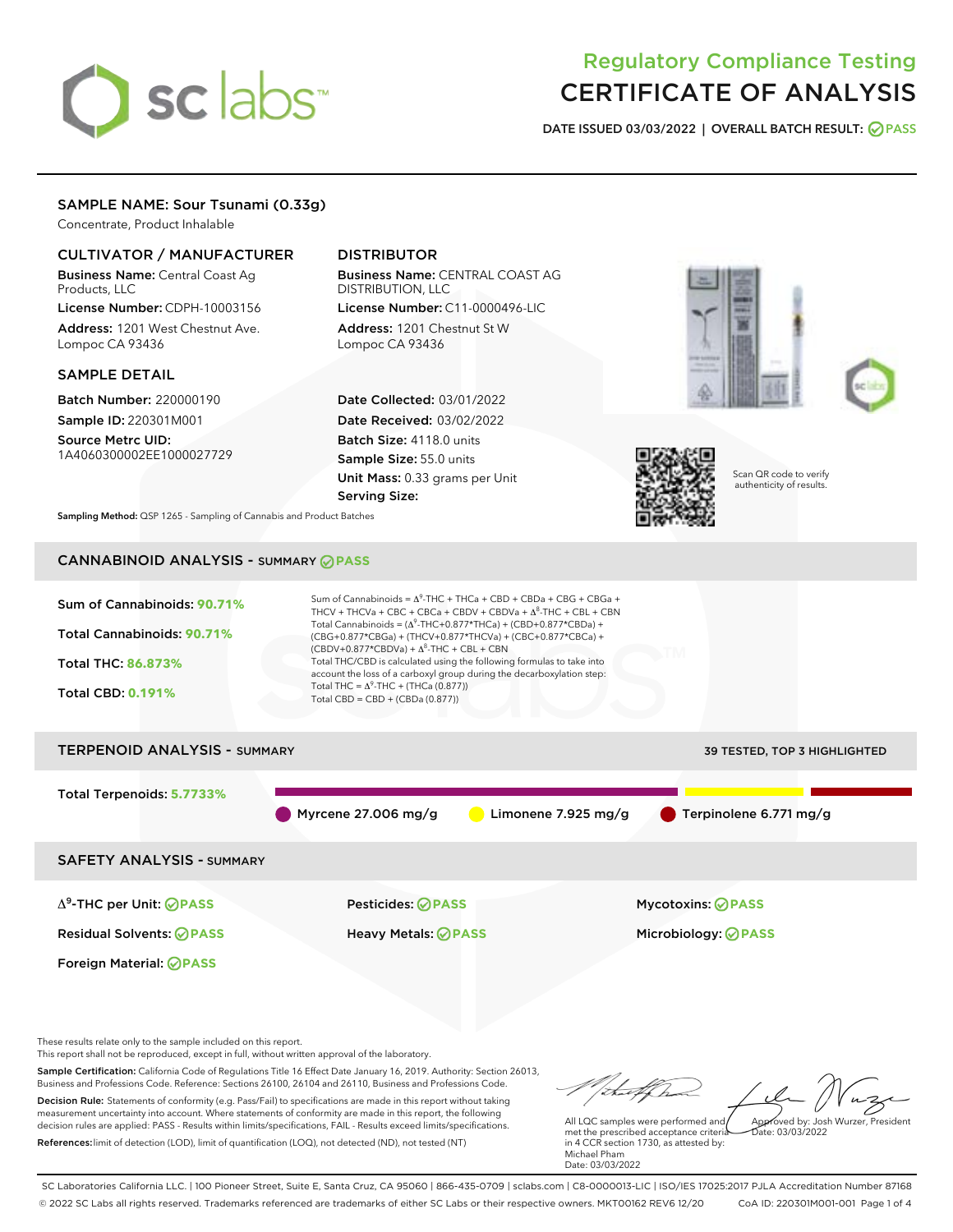# Regulatory Compliance Testing
# CERTIFICATE OF ANALYSIS

**DATE ISSUED 03/03/2022 | OVERALL BATCH RESULT: PASS**

## SAMPLE NAME: Sour Tsunami (0.33g)

Concentrate, Product Inhalable

### CULTIVATOR / MANUFACTURER

**Business Name:** Central Coast Ag Products, LLC

**License Number:** CDPH-10003156

**Address:** 1201 West Chestnut Ave. Lompoc CA 93436

### DISTRIBUTOR

**Business Name:** CENTRAL COAST AG DISTRIBUTION, LLC

**License Number:** C11-0000496-LIC

**Address:** 1201 Chestnut St W Lompoc CA 93436

### SAMPLE DETAIL

**Batch Number:** 220000190

**Sample ID:** 220301M001

**Source Metrc UID:** 1A4060300002EE1000027729

**Date Collected:** 03/01/2022

**Date Received:** 03/02/2022

**Batch Size:** 4118.0 units

**Sample Size:** 55.0 units

**Unit Mass:** 0.33 grams per Unit

**Serving Size:**

Scan QR code to verify authenticity of results.

**Sampling Method:** QSP 1265 - Sampling of Cannabis and Product Batches

## CANNABINOID ANALYSIS - SUMMARY PASS

**Sum of Cannabinoids: 90.71%**

**Total Cannabinoids: 90.71%**

**Total THC: 86.873%**

**Total CBD: 0.191%**

Sum of Cannabinoids = $\Delta^9$-THC + THCa + CBD + CBDa + CBG + CBGa + THCV + THCVa + CBC + CBCa + CBDV + CBDVa + $\Delta^8$-THC + CBL + CBN

Total Cannabinoids = ($\Delta^9$-THC+0.877*THCa) + (CBD+0.877*CBDa) + (CBG+0.877*CBGa) + (THCV+0.877*THCVa) + (CBC+0.877*CBCa) + (CBDV+0.877*CBDVa) + $\Delta^8$-THC + CBL + CBN

Total THC/CBD is calculated using the following formulas to take into account the loss of a carboxyl group during the decarboxylation step:

Total THC = $\Delta^9$-THC + (THCa (0.877))

Total CBD = CBD + (CBDa (0.877))

## TERPENOID ANALYSIS - SUMMARY

39 TESTED, TOP 3 HIGHLIGHTED

**Total Terpenoids: 5.7733%**

Myrcene 27.006 mg/g | Limonene 7.925 mg/g | Terpinolene 6.771 mg/g

## SAFETY ANALYSIS - SUMMARY

| | | |
|---|---|---|
| $\Delta^9$-THC per Unit: PASS | Pesticides: PASS | Mycotoxins: PASS |
| Residual Solvents: PASS | Heavy Metals: PASS | Microbiology: PASS |
| Foreign Material: PASS | | |

These results relate only to the sample included on this report.

This report shall not be reproduced, except in full, without written approval of the laboratory.

**Sample Certification:** California Code of Regulations Title 16 Effect Date January 16, 2019. Authority: Section 26013, Business and Professions Code. Reference: Sections 26100, 26104 and 26110, Business and Professions Code.

**Decision Rule:** Statements of conformity (e.g. Pass/Fail) to specifications are made in this report without taking measurement uncertainty into account. Where statements of conformity are made in this report, the following decision rules are applied: PASS - Results within limits/specifications, FAIL - Results exceed limits/specifications.

**References:** limit of detection (LOD), limit of quantification (LOQ), not detected (ND), not tested (NT)

All LQC samples were performed and met the prescribed acceptance criteria in 4 CCR section 1730, as attested by: Michael Pham
Date: 03/03/2022

Approved by: Josh Wurzer, President
Date: 03/03/2022

SC Laboratories California LLC. | 100 Pioneer Street, Suite E, Santa Cruz, CA 95060 | 866-435-0709 | sclabs.com | C8-0000013-LIC | ISO/IES 17025:2017 PJLA Accreditation Number 87168

© 2022 SC Labs all rights reserved. Trademarks referenced are trademarks of either SC Labs or their respective owners. MKT00162 REV6 12/20 CoA ID: 220301M001-001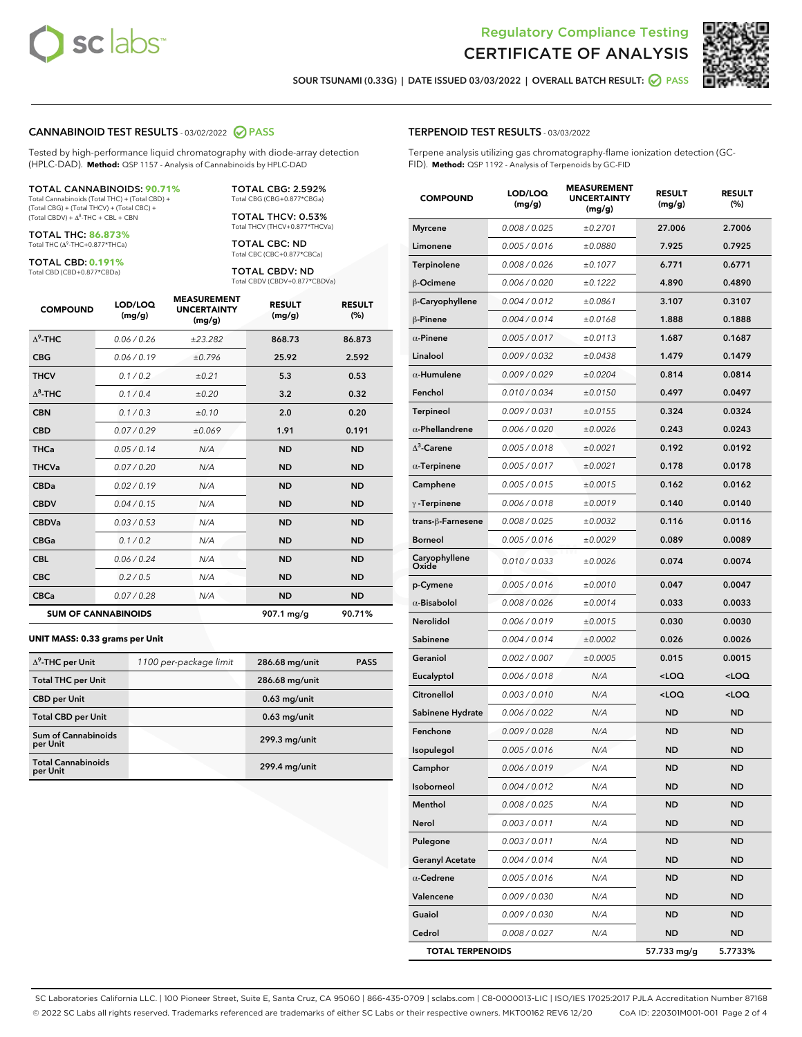Regulatory Compliance Testing
# CERTIFICATE OF ANALYSIS

SOUR TSUNAMI (0.33G) | DATE ISSUED 03/03/2022 | OVERALL BATCH RESULT: PASS

## CANNABINOID TEST RESULTS - 03/02/2022 PASS

Tested by high-performance liquid chromatography with diode-array detection (HPLC-DAD). **Method:** QSP 1157 - Analysis of Cannabinoids by HPLC-DAD

**TOTAL CANNABINOIDS: 90.71%**
Total Cannabinoids (Total THC) + (Total CBD) + (Total CBG) + (Total THCV) + (Total CBC) + (Total CBDV) + $\Delta^8$-THC + CBL + CBN

**TOTAL THC: 86.873%**
Total THC ($\Delta^9$-THC+0.877*THCa)

**TOTAL CBD: 0.191%**
Total CBD (CBD+0.877*CBDa)

**TOTAL CBG: 2.592%**
Total CBG (CBG+0.877*CBGa)

**TOTAL THCV: 0.53%**
Total THCV (THCV+0.877*THCVa)

**TOTAL CBC: ND**
Total CBC (CBC+0.877*CBCa)

**TOTAL CBDV: ND**
Total CBDV (CBDV+0.877*CBDVa)

| COMPOUND | LOD/LOQ (mg/g) | MEASUREMENT UNCERTAINTY (mg/g) | RESULT (mg/g) | RESULT (%) |
|---|---|---|---|---|
| $\Delta^9$-THC | 0.06 / 0.26 | ±23.282 | 868.73 | 86.873 |
| CBG | 0.06 / 0.19 | ±0.796 | 25.92 | 2.592 |
| THCV | 0.1 / 0.2 | ±0.21 | 5.3 | 0.53 |
| $\Delta^8$-THC | 0.1 / 0.4 | ±0.20 | 3.2 | 0.32 |
| CBN | 0.1 / 0.3 | ±0.10 | 2.0 | 0.20 |
| CBD | 0.07 / 0.29 | ±0.069 | 1.91 | 0.191 |
| THCa | 0.05 / 0.14 | N/A | ND | ND |
| THCVa | 0.07 / 0.20 | N/A | ND | ND |
| CBDa | 0.02 / 0.19 | N/A | ND | ND |
| CBDV | 0.04 / 0.15 | N/A | ND | ND |
| CBDVa | 0.03 / 0.53 | N/A | ND | ND |
| CBGa | 0.1 / 0.2 | N/A | ND | ND |
| CBL | 0.06 / 0.24 | N/A | ND | ND |
| CBC | 0.2 / 0.5 | N/A | ND | ND |
| CBCa | 0.07 / 0.28 | N/A | ND | ND |
| **SUM OF CANNABINOIDS** | | | **907.1 mg/g** | **90.71%** |

### UNIT MASS: 0.33 grams per Unit

| | | | |
|---|---|---|---|
| $\Delta^9$-THC per Unit | 1100 per-package limit | 286.68 mg/unit | PASS |
| Total THC per Unit | | 286.68 mg/unit | |
| CBD per Unit | | 0.63 mg/unit | |
| Total CBD per Unit | | 0.63 mg/unit | |
| Sum of Cannabinoids per Unit | | 299.3 mg/unit | |
| Total Cannabinoids per Unit | | 299.4 mg/unit | |

## TERPENOID TEST RESULTS - 03/03/2022

Terpene analysis utilizing gas chromatography-flame ionization detection (GC-FID). **Method:** QSP 1192 - Analysis of Terpenoids by GC-FID

| COMPOUND | LOD/LOQ (mg/g) | MEASUREMENT UNCERTAINTY (mg/g) | RESULT (mg/g) | RESULT (%) |
|---|---|---|---|---|
| Myrcene | 0.008 / 0.025 | ±0.2701 | 27.006 | 2.7006 |
| Limonene | 0.005 / 0.016 | ±0.0880 | 7.925 | 0.7925 |
| Terpinolene | 0.008 / 0.026 | ±0.1077 | 6.771 | 0.6771 |
| β-Ocimene | 0.006 / 0.020 | ±0.1222 | 4.890 | 0.4890 |
| β-Caryophyllene | 0.004 / 0.012 | ±0.0861 | 3.107 | 0.3107 |
| β-Pinene | 0.004 / 0.014 | ±0.0168 | 1.888 | 0.1888 |
| α-Pinene | 0.005 / 0.017 | ±0.0113 | 1.687 | 0.1687 |
| Linalool | 0.009 / 0.032 | ±0.0438 | 1.479 | 0.1479 |
| α-Humulene | 0.009 / 0.029 | ±0.0204 | 0.814 | 0.0814 |
| Fenchol | 0.010 / 0.034 | ±0.0150 | 0.497 | 0.0497 |
| Terpineol | 0.009 / 0.031 | ±0.0155 | 0.324 | 0.0324 |
| α-Phellandrene | 0.006 / 0.020 | ±0.0026 | 0.243 | 0.0243 |
| $\Delta^3$-Carene | 0.005 / 0.018 | ±0.0021 | 0.192 | 0.0192 |
| α-Terpinene | 0.005 / 0.017 | ±0.0021 | 0.178 | 0.0178 |
| Camphene | 0.005 / 0.015 | ±0.0015 | 0.162 | 0.0162 |
| γ-Terpinene | 0.006 / 0.018 | ±0.0019 | 0.140 | 0.0140 |
| trans-β-Farnesene | 0.008 / 0.025 | ±0.0032 | 0.116 | 0.0116 |
| Borneol | 0.005 / 0.016 | ±0.0029 | 0.089 | 0.0089 |
| Caryophyllene Oxide | 0.010 / 0.033 | ±0.0026 | 0.074 | 0.0074 |
| p-Cymene | 0.005 / 0.016 | ±0.0010 | 0.047 | 0.0047 |
| α-Bisabolol | 0.008 / 0.026 | ±0.0014 | 0.033 | 0.0033 |
| Nerolidol | 0.006 / 0.019 | ±0.0015 | 0.030 | 0.0030 |
| Sabinene | 0.004 / 0.014 | ±0.0002 | 0.026 | 0.0026 |
| Geraniol | 0.002 / 0.007 | ±0.0005 | 0.015 | 0.0015 |
| Eucalyptol | 0.006 / 0.018 | N/A | <LOQ | <LOQ |
| Citronellol | 0.003 / 0.010 | N/A | <LOQ | <LOQ |
| Sabinene Hydrate | 0.006 / 0.022 | N/A | ND | ND |
| Fenchone | 0.009 / 0.028 | N/A | ND | ND |
| Isopulegol | 0.005 / 0.016 | N/A | ND | ND |
| Camphor | 0.006 / 0.019 | N/A | ND | ND |
| Isoborneol | 0.004 / 0.012 | N/A | ND | ND |
| Menthol | 0.008 / 0.025 | N/A | ND | ND |
| Nerol | 0.003 / 0.011 | N/A | ND | ND |
| Pulegone | 0.003 / 0.011 | N/A | ND | ND |
| Geranyl Acetate | 0.004 / 0.014 | N/A | ND | ND |
| α-Cedrene | 0.005 / 0.016 | N/A | ND | ND |
| Valencene | 0.009 / 0.030 | N/A | ND | ND |
| Guaiol | 0.009 / 0.030 | N/A | ND | ND |
| Cedrol | 0.008 / 0.027 | N/A | ND | ND |
| **TOTAL TERPENOIDS** | | | **57.733 mg/g** | **5.7733%** |

SC Laboratories California LLC. | 100 Pioneer Street, Suite E, Santa Cruz, CA 95060 | 866-435-0709 | sclabs.com | C8-0000013-LIC | ISO/IES 17025:2017 PJLA Accreditation Number 87168
© 2022 SC Labs all rights reserved. Trademarks referenced are trademarks of either SC Labs or their respective owners. MKT00162 REV6 12/20 CoA ID: 220301M001-001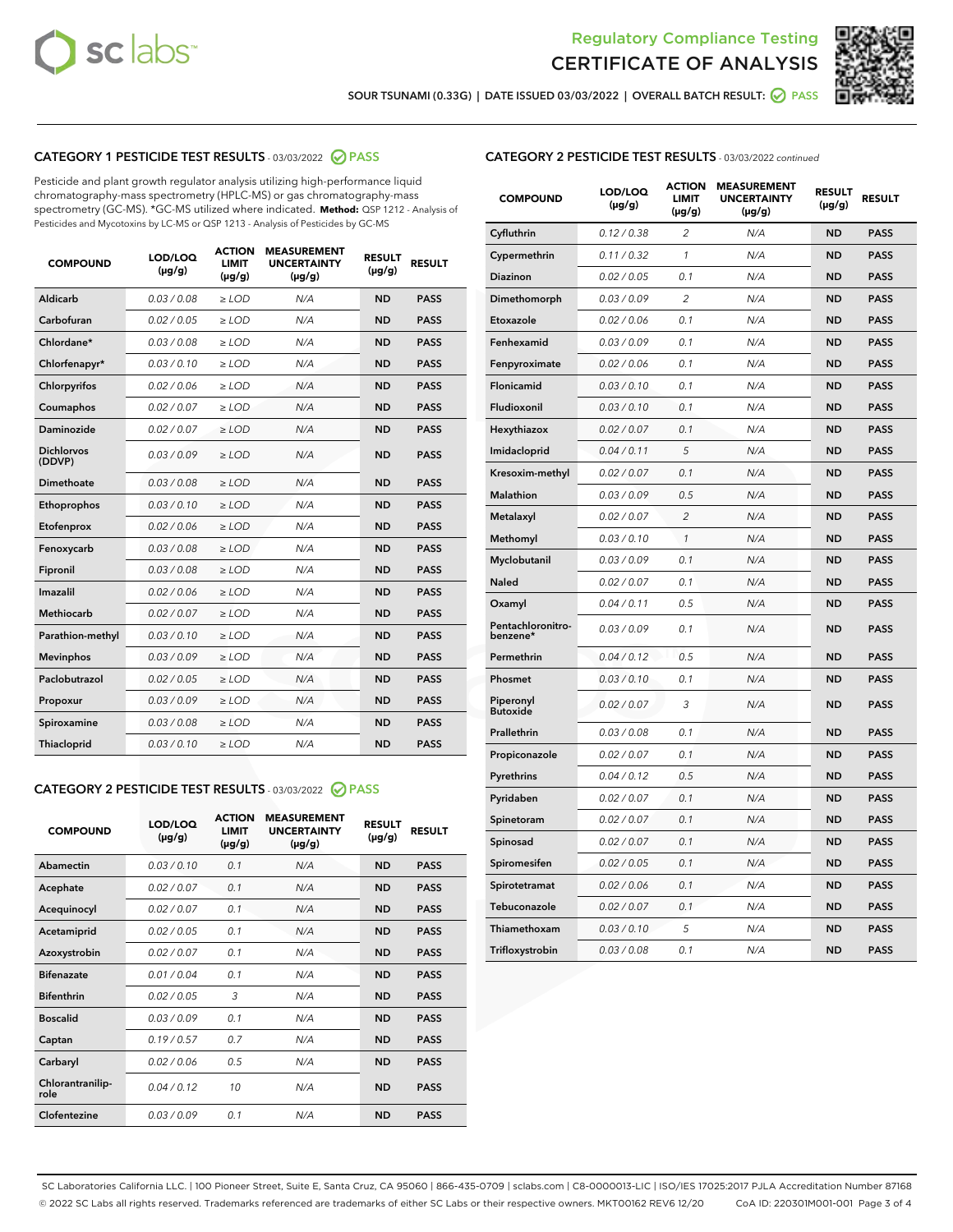Regulatory Compliance Testing
CERTIFICATE OF ANALYSIS

SOUR TSUNAMI (0.33G) | DATE ISSUED 03/03/2022 | OVERALL BATCH RESULT: PASS

## CATEGORY 1 PESTICIDE TEST RESULTS - 03/03/2022 PASS

Pesticide and plant growth regulator analysis utilizing high-performance liquid chromatography-mass spectrometry (HPLC-MS) or gas chromatography-mass spectrometry (GC-MS). *GC-MS utilized where indicated. **Method:** QSP 1212 - Analysis of Pesticides and Mycotoxins by LC-MS or QSP 1213 - Analysis of Pesticides by GC-MS

| COMPOUND | LOD/LOQ (µg/g) | ACTION LIMIT (µg/g) | MEASUREMENT UNCERTAINTY (µg/g) | RESULT (µg/g) | RESULT |
|---|---|---|---|---|---|
| Aldicarb | 0.03 / 0.08 | ≥ LOD | N/A | ND | PASS |
| Carbofuran | 0.02 / 0.05 | ≥ LOD | N/A | ND | PASS |
| Chlordane* | 0.03 / 0.08 | ≥ LOD | N/A | ND | PASS |
| Chlorfenapyr* | 0.03 / 0.10 | ≥ LOD | N/A | ND | PASS |
| Chlorpyrifos | 0.02 / 0.06 | ≥ LOD | N/A | ND | PASS |
| Coumaphos | 0.02 / 0.07 | ≥ LOD | N/A | ND | PASS |
| Daminozide | 0.02 / 0.07 | ≥ LOD | N/A | ND | PASS |
| Dichlorvos (DDVP) | 0.03 / 0.09 | ≥ LOD | N/A | ND | PASS |
| Dimethoate | 0.03 / 0.08 | ≥ LOD | N/A | ND | PASS |
| Ethoprophos | 0.03 / 0.10 | ≥ LOD | N/A | ND | PASS |
| Etofenprox | 0.02 / 0.06 | ≥ LOD | N/A | ND | PASS |
| Fenoxycarb | 0.03 / 0.08 | ≥ LOD | N/A | ND | PASS |
| Fipronil | 0.03 / 0.08 | ≥ LOD | N/A | ND | PASS |
| Imazalil | 0.02 / 0.06 | ≥ LOD | N/A | ND | PASS |
| Methiocarb | 0.02 / 0.07 | ≥ LOD | N/A | ND | PASS |
| Parathion-methyl | 0.03 / 0.10 | ≥ LOD | N/A | ND | PASS |
| Mevinphos | 0.03 / 0.09 | ≥ LOD | N/A | ND | PASS |
| Paclobutrazol | 0.02 / 0.05 | ≥ LOD | N/A | ND | PASS |
| Propoxur | 0.03 / 0.09 | ≥ LOD | N/A | ND | PASS |
| Spiroxamine | 0.03 / 0.08 | ≥ LOD | N/A | ND | PASS |
| Thiacloprid | 0.03 / 0.10 | ≥ LOD | N/A | ND | PASS |

## CATEGORY 2 PESTICIDE TEST RESULTS - 03/03/2022 PASS

| COMPOUND | LOD/LOQ (µg/g) | ACTION LIMIT (µg/g) | MEASUREMENT UNCERTAINTY (µg/g) | RESULT (µg/g) | RESULT |
|---|---|---|---|---|---|
| Abamectin | 0.03 / 0.10 | 0.1 | N/A | ND | PASS |
| Acephate | 0.02 / 0.07 | 0.1 | N/A | ND | PASS |
| Acequinocyl | 0.02 / 0.07 | 0.1 | N/A | ND | PASS |
| Acetamiprid | 0.02 / 0.05 | 0.1 | N/A | ND | PASS |
| Azoxystrobin | 0.02 / 0.07 | 0.1 | N/A | ND | PASS |
| Bifenazate | 0.01 / 0.04 | 0.1 | N/A | ND | PASS |
| Bifenthrin | 0.02 / 0.05 | 3 | N/A | ND | PASS |
| Boscalid | 0.03 / 0.09 | 0.1 | N/A | ND | PASS |
| Captan | 0.19 / 0.57 | 0.7 | N/A | ND | PASS |
| Carbaryl | 0.02 / 0.06 | 0.5 | N/A | ND | PASS |
| Chlorantraniliprole | 0.04 / 0.12 | 10 | N/A | ND | PASS |
| Clofentezine | 0.03 / 0.09 | 0.1 | N/A | ND | PASS |
| Cyfluthrin | 0.12 / 0.38 | 2 | N/A | ND | PASS |
| Cypermethrin | 0.11 / 0.32 | 1 | N/A | ND | PASS |
| Diazinon | 0.02 / 0.05 | 0.1 | N/A | ND | PASS |
| Dimethomorph | 0.03 / 0.09 | 2 | N/A | ND | PASS |
| Etoxazole | 0.02 / 0.06 | 0.1 | N/A | ND | PASS |
| Fenhexamid | 0.03 / 0.09 | 0.1 | N/A | ND | PASS |
| Fenpyroximate | 0.02 / 0.06 | 0.1 | N/A | ND | PASS |
| Flonicamid | 0.03 / 0.10 | 0.1 | N/A | ND | PASS |
| Fludioxonil | 0.03 / 0.10 | 0.1 | N/A | ND | PASS |
| Hexythiazox | 0.02 / 0.07 | 0.1 | N/A | ND | PASS |
| Imidacloprid | 0.04 / 0.11 | 5 | N/A | ND | PASS |
| Kresoxim-methyl | 0.02 / 0.07 | 0.1 | N/A | ND | PASS |
| Malathion | 0.03 / 0.09 | 0.5 | N/A | ND | PASS |
| Metalaxyl | 0.02 / 0.07 | 2 | N/A | ND | PASS |
| Methomyl | 0.03 / 0.10 | 1 | N/A | ND | PASS |
| Myclobutanil | 0.03 / 0.09 | 0.1 | N/A | ND | PASS |
| Naled | 0.02 / 0.07 | 0.1 | N/A | ND | PASS |
| Oxamyl | 0.04 / 0.11 | 0.5 | N/A | ND | PASS |
| Pentachloronitrobenzene* | 0.03 / 0.09 | 0.1 | N/A | ND | PASS |
| Permethrin | 0.04 / 0.12 | 0.5 | N/A | ND | PASS |
| Phosmet | 0.03 / 0.10 | 0.1 | N/A | ND | PASS |
| Piperonyl Butoxide | 0.02 / 0.07 | 3 | N/A | ND | PASS |
| Prallethrin | 0.03 / 0.08 | 0.1 | N/A | ND | PASS |
| Propiconazole | 0.02 / 0.07 | 0.1 | N/A | ND | PASS |
| Pyrethrins | 0.04 / 0.12 | 0.5 | N/A | ND | PASS |
| Pyridaben | 0.02 / 0.07 | 0.1 | N/A | ND | PASS |
| Spinetoram | 0.02 / 0.07 | 0.1 | N/A | ND | PASS |
| Spinosad | 0.02 / 0.07 | 0.1 | N/A | ND | PASS |
| Spiromesifen | 0.02 / 0.05 | 0.1 | N/A | ND | PASS |
| Spirotetramat | 0.02 / 0.06 | 0.1 | N/A | ND | PASS |
| Tebuconazole | 0.02 / 0.07 | 0.1 | N/A | ND | PASS |
| Thiamethoxam | 0.03 / 0.10 | 5 | N/A | ND | PASS |
| Trifloxystrobin | 0.03 / 0.08 | 0.1 | N/A | ND | PASS |

SC Laboratories California LLC. | 100 Pioneer Street, Suite E, Santa Cruz, CA 95060 | 866-435-0709 | sclabs.com | C8-0000013-LIC | ISO/IES 17025:2017 PJLA Accreditation Number 87168
© 2022 SC Labs all rights reserved. Trademarks referenced are trademarks of either SC Labs or their respective owners. MKT00162 REV6 12/20 CoA ID: 220301M001-001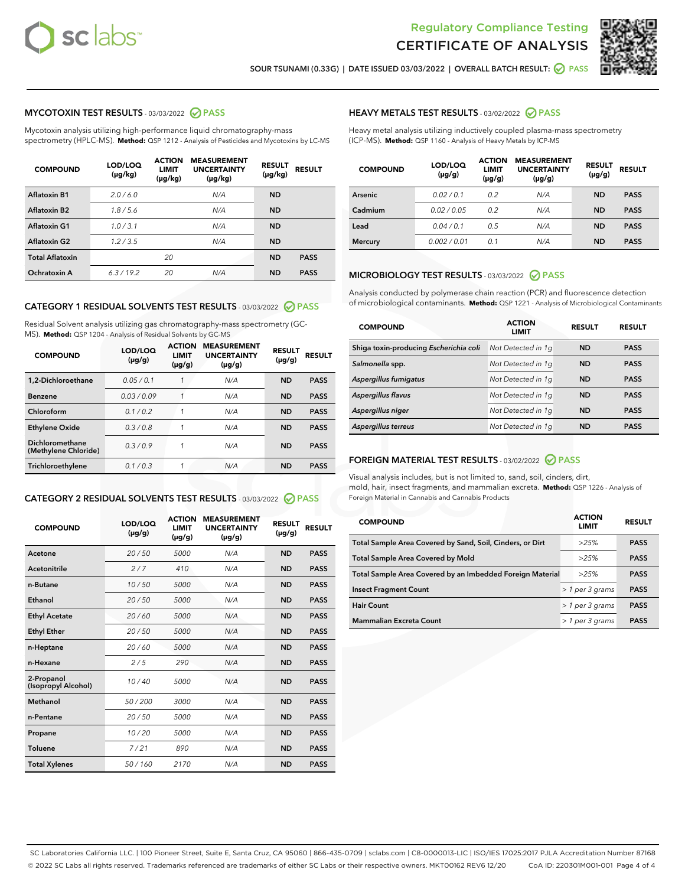Regulatory Compliance Testing

# CERTIFICATE OF ANALYSIS

SOUR TSUNAMI (0.33G) | DATE ISSUED 03/03/2022 | OVERALL BATCH RESULT: PASS

## MYCOTOXIN TEST RESULTS - 03/03/2022 PASS

Mycotoxin analysis utilizing high-performance liquid chromatography-mass spectrometry (HPLC-MS). **Method:** QSP 1212 - Analysis of Pesticides and Mycotoxins by LC-MS

| COMPOUND | LOD/LOQ (μg/kg) | ACTION LIMIT (μg/kg) | MEASUREMENT UNCERTAINTY (μg/kg) | RESULT (μg/kg) | RESULT |
|---|---|---|---|---|---|
| Aflatoxin B1 | 2.0 / 6.0 | | N/A | ND | |
| Aflatoxin B2 | 1.8 / 5.6 | | N/A | ND | |
| Aflatoxin G1 | 1.0 / 3.1 | | N/A | ND | |
| Aflatoxin G2 | 1.2 / 3.5 | | N/A | ND | |
| Total Aflatoxin | | 20 | | ND | PASS |
| Ochratoxin A | 6.3 / 19.2 | 20 | N/A | ND | PASS |

## CATEGORY 1 RESIDUAL SOLVENTS TEST RESULTS - 03/03/2022 PASS

Residual Solvent analysis utilizing gas chromatography-mass spectrometry (GC-MS). **Method:** QSP 1204 - Analysis of Residual Solvents by GC-MS

| COMPOUND | LOD/LOQ (μg/g) | ACTION LIMIT (μg/g) | MEASUREMENT UNCERTAINTY (μg/g) | RESULT (μg/g) | RESULT |
|---|---|---|---|---|---|
| 1,2-Dichloroethane | 0.05 / 0.1 | 1 | N/A | ND | PASS |
| Benzene | 0.03 / 0.09 | 1 | N/A | ND | PASS |
| Chloroform | 0.1 / 0.2 | 1 | N/A | ND | PASS |
| Ethylene Oxide | 0.3 / 0.8 | 1 | N/A | ND | PASS |
| Dichloromethane (Methylene Chloride) | 0.3 / 0.9 | 1 | N/A | ND | PASS |
| Trichloroethylene | 0.1 / 0.3 | 1 | N/A | ND | PASS |

## CATEGORY 2 RESIDUAL SOLVENTS TEST RESULTS - 03/03/2022 PASS

| COMPOUND | LOD/LOQ (μg/g) | ACTION LIMIT (μg/g) | MEASUREMENT UNCERTAINTY (μg/g) | RESULT (μg/g) | RESULT |
|---|---|---|---|---|---|
| Acetone | 20 / 50 | 5000 | N/A | ND | PASS |
| Acetonitrile | 2 / 7 | 410 | N/A | ND | PASS |
| n-Butane | 10 / 50 | 5000 | N/A | ND | PASS |
| Ethanol | 20 / 50 | 5000 | N/A | ND | PASS |
| Ethyl Acetate | 20 / 60 | 5000 | N/A | ND | PASS |
| Ethyl Ether | 20 / 50 | 5000 | N/A | ND | PASS |
| n-Heptane | 20 / 60 | 5000 | N/A | ND | PASS |
| n-Hexane | 2 / 5 | 290 | N/A | ND | PASS |
| 2-Propanol (Isopropyl Alcohol) | 10 / 40 | 5000 | N/A | ND | PASS |
| Methanol | 50 / 200 | 3000 | N/A | ND | PASS |
| n-Pentane | 20 / 50 | 5000 | N/A | ND | PASS |
| Propane | 10 / 20 | 5000 | N/A | ND | PASS |
| Toluene | 7 / 21 | 890 | N/A | ND | PASS |
| Total Xylenes | 50 / 160 | 2170 | N/A | ND | PASS |

## HEAVY METALS TEST RESULTS - 03/02/2022 PASS

Heavy metal analysis utilizing inductively coupled plasma-mass spectrometry (ICP-MS). **Method:** QSP 1160 - Analysis of Heavy Metals by ICP-MS

| COMPOUND | LOD/LOQ (μg/g) | ACTION LIMIT (μg/g) | MEASUREMENT UNCERTAINTY (μg/g) | RESULT (μg/g) | RESULT |
|---|---|---|---|---|---|
| Arsenic | 0.02 / 0.1 | 0.2 | N/A | ND | PASS |
| Cadmium | 0.02 / 0.05 | 0.2 | N/A | ND | PASS |
| Lead | 0.04 / 0.1 | 0.5 | N/A | ND | PASS |
| Mercury | 0.002 / 0.01 | 0.1 | N/A | ND | PASS |

## MICROBIOLOGY TEST RESULTS - 03/03/2022 PASS

Analysis conducted by polymerase chain reaction (PCR) and fluorescence detection of microbiological contaminants. **Method:** QSP 1221 - Analysis of Microbiological Contaminants

| COMPOUND | ACTION LIMIT | RESULT | RESULT |
|---|---|---|---|
| Shiga toxin-producing *Escherichia coli* | Not Detected in 1g | ND | PASS |
| *Salmonella* spp. | Not Detected in 1g | ND | PASS |
| *Aspergillus fumigatus* | Not Detected in 1g | ND | PASS |
| *Aspergillus flavus* | Not Detected in 1g | ND | PASS |
| *Aspergillus niger* | Not Detected in 1g | ND | PASS |
| *Aspergillus terreus* | Not Detected in 1g | ND | PASS |

## FOREIGN MATERIAL TEST RESULTS - 03/02/2022 PASS

Visual analysis includes, but is not limited to, sand, soil, cinders, dirt, mold, hair, insect fragments, and mammalian excreta. **Method:** QSP 1226 - Analysis of Foreign Material in Cannabis and Cannabis Products

| COMPOUND | ACTION LIMIT | RESULT |
|---|---|---|
| Total Sample Area Covered by Sand, Soil, Cinders, or Dirt | >25% | PASS |
| Total Sample Area Covered by Mold | >25% | PASS |
| Total Sample Area Covered by an Imbedded Foreign Material | >25% | PASS |
| Insect Fragment Count | > 1 per 3 grams | PASS |
| Hair Count | > 1 per 3 grams | PASS |
| Mammalian Excreta Count | > 1 per 3 grams | PASS |

SC Laboratories California LLC. | 100 Pioneer Street, Suite E, Santa Cruz, CA 95060 | 866-435-0709 | sclabs.com | C8-0000013-LIC | ISO/IES 17025:2017 PJLA Accreditation Number 87168
© 2022 SC Labs all rights reserved. Trademarks referenced are trademarks of either SC Labs or their respective owners. MKT00162 REV6 12/20 CoA ID: 220301M001-001